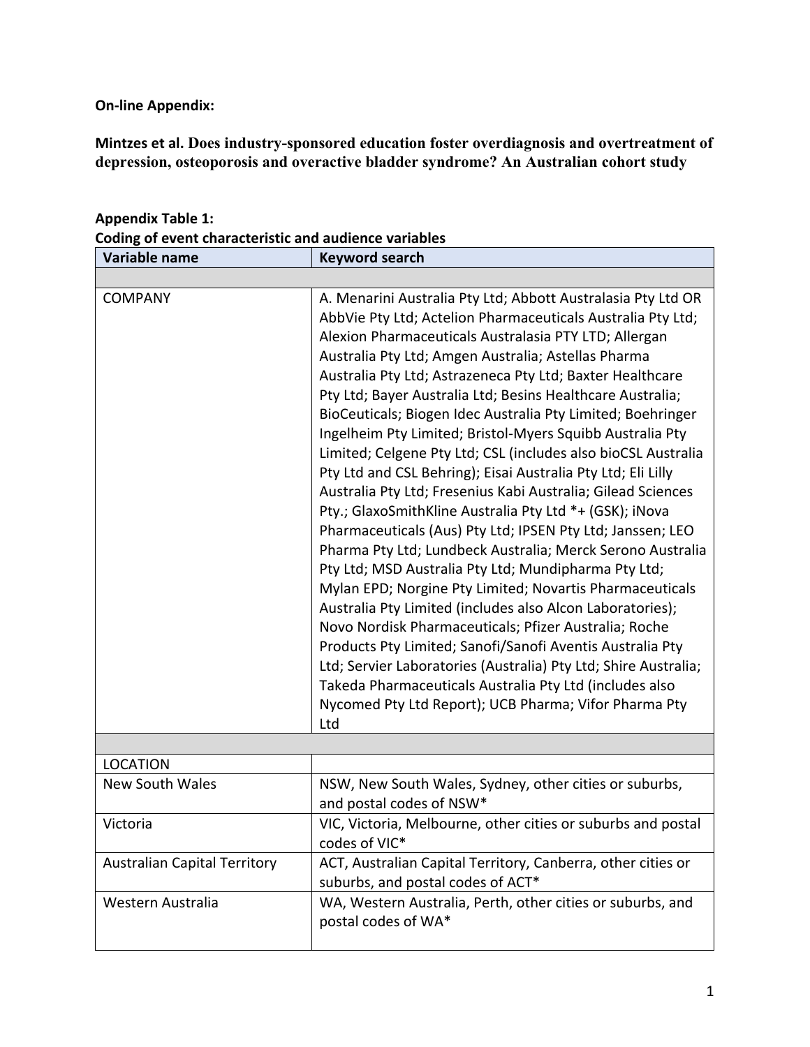**On-line Appendix:**

**Mintzes et al. Does industry-sponsored education foster overdiagnosis and overtreatment of depression, osteoporosis and overactive bladder syndrome? An Australian cohort study**

**Appendix Table 1:**
**Coding of event characteristic and audience variables**

| Variable name | Keyword search |
|---|---|
| | |
| COMPANY | A. Menarini Australia Pty Ltd; Abbott Australasia Pty Ltd OR AbbVie Pty Ltd; Actelion Pharmaceuticals Australia Pty Ltd; Alexion Pharmaceuticals Australasia PTY LTD; Allergan Australia Pty Ltd; Amgen Australia; Astellas Pharma Australia Pty Ltd; Astrazeneca Pty Ltd; Baxter Healthcare Pty Ltd; Bayer Australia Ltd; Besins Healthcare Australia; BioCeuticals; Biogen Idec Australia Pty Limited; Boehringer Ingelheim Pty Limited; Bristol-Myers Squibb Australia Pty Limited; Celgene Pty Ltd; CSL (includes also bioCSL Australia Pty Ltd and CSL Behring); Eisai Australia Pty Ltd; Eli Lilly Australia Pty Ltd; Fresenius Kabi Australia; Gilead Sciences Pty.; GlaxoSmithKline Australia Pty Ltd *+ (GSK); iNova Pharmaceuticals (Aus) Pty Ltd; IPSEN Pty Ltd; Janssen; LEO Pharma Pty Ltd; Lundbeck Australia; Merck Serono Australia Pty Ltd; MSD Australia Pty Ltd; Mundipharma Pty Ltd; Mylan EPD; Norgine Pty Limited; Novartis Pharmaceuticals Australia Pty Limited (includes also Alcon Laboratories); Novo Nordisk Pharmaceuticals; Pfizer Australia; Roche Products Pty Limited; Sanofi/Sanofi Aventis Australia Pty Ltd; Servier Laboratories (Australia) Pty Ltd; Shire Australia; Takeda Pharmaceuticals Australia Pty Ltd (includes also Nycomed Pty Ltd Report); UCB Pharma; Vifor Pharma Pty Ltd |
| | |
| LOCATION | |
| New South Wales | NSW, New South Wales, Sydney, other cities or suburbs, and postal codes of NSW* |
| Victoria | VIC, Victoria, Melbourne, other cities or suburbs and postal codes of VIC* |
| Australian Capital Territory | ACT, Australian Capital Territory, Canberra, other cities or suburbs, and postal codes of ACT* |
| Western Australia | WA, Western Australia, Perth, other cities or suburbs, and postal codes of WA* |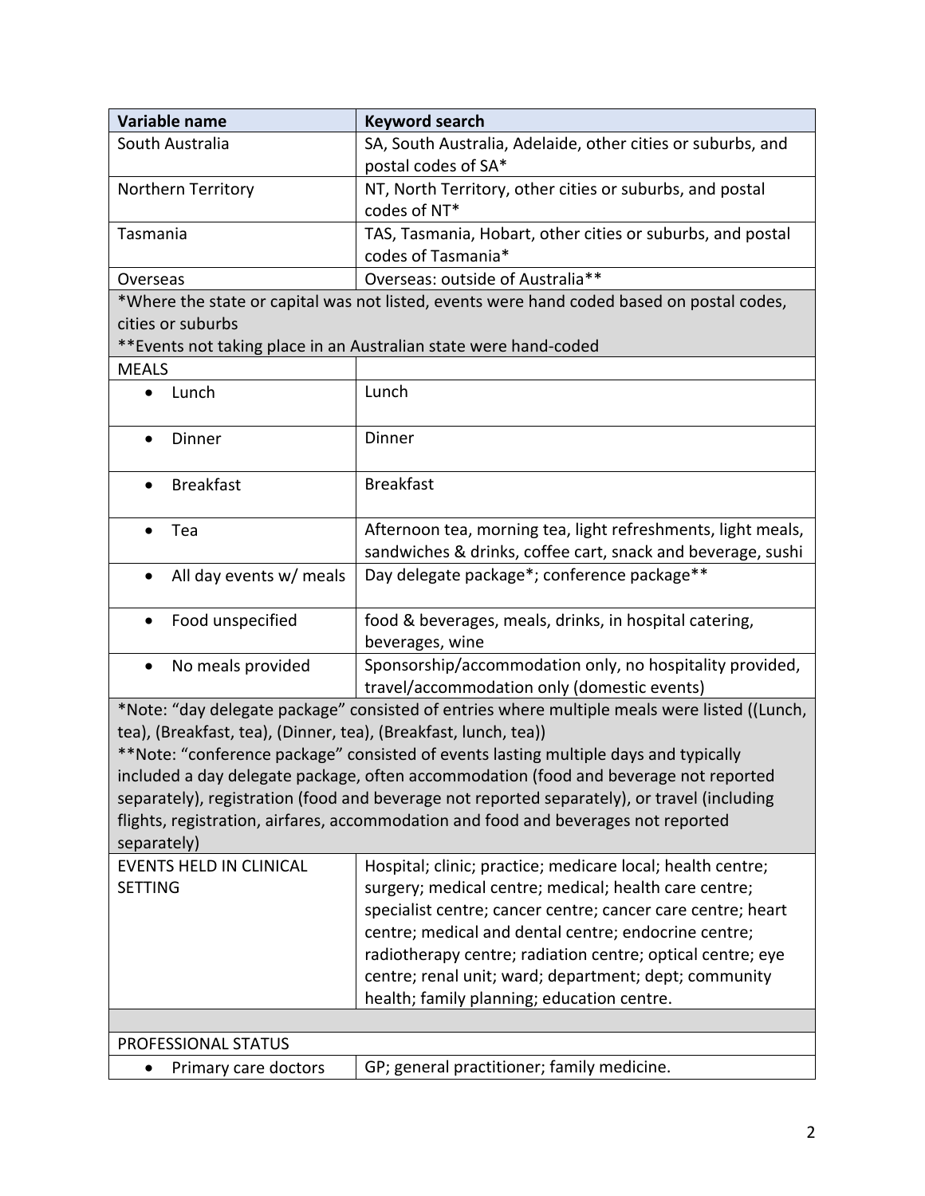| Variable name | Keyword search |
| --- | --- |
| South Australia | SA, South Australia, Adelaide, other cities or suburbs, and postal codes of SA* |
| Northern Territory | NT, North Territory, other cities or suburbs, and postal codes of NT* |
| Tasmania | TAS, Tasmania, Hobart, other cities or suburbs, and postal codes of Tasmania* |
| Overseas | Overseas: outside of Australia** |
| *Where the state or capital was not listed, events were hand coded based on postal codes, cities or suburbs<br>**Events not taking place in an Australian state were hand-coded | |
| MEALS | |
| • Lunch | Lunch |
| • Dinner | Dinner |
| • Breakfast | Breakfast |
| • Tea | Afternoon tea, morning tea, light refreshments, light meals, sandwiches & drinks, coffee cart, snack and beverage, sushi |
| • All day events w/ meals | Day delegate package*; conference package** |
| • Food unspecified | food & beverages, meals, drinks, in hospital catering, beverages, wine |
| • No meals provided | Sponsorship/accommodation only, no hospitality provided, travel/accommodation only (domestic events) |
| *Note: "day delegate package" consisted of entries where multiple meals were listed ((Lunch, tea), (Breakfast, tea), (Dinner, tea), (Breakfast, lunch, tea))<br>**Note: "conference package" consisted of events lasting multiple days and typically included a day delegate package, often accommodation (food and beverage not reported separately), registration (food and beverage not reported separately), or travel (including flights, registration, airfares, accommodation and food and beverages not reported separately) | |
| EVENTS HELD IN CLINICAL SETTING | Hospital; clinic; practice; medicare local; health centre; surgery; medical centre; medical; health care centre; specialist centre; cancer centre; cancer care centre; heart centre; medical and dental centre; endocrine centre; radiotherapy centre; radiation centre; optical centre; eye centre; renal unit; ward; department; dept; community health; family planning; education centre. |
| | |
| PROFESSIONAL STATUS | |
| • Primary care doctors | GP; general practitioner; family medicine. |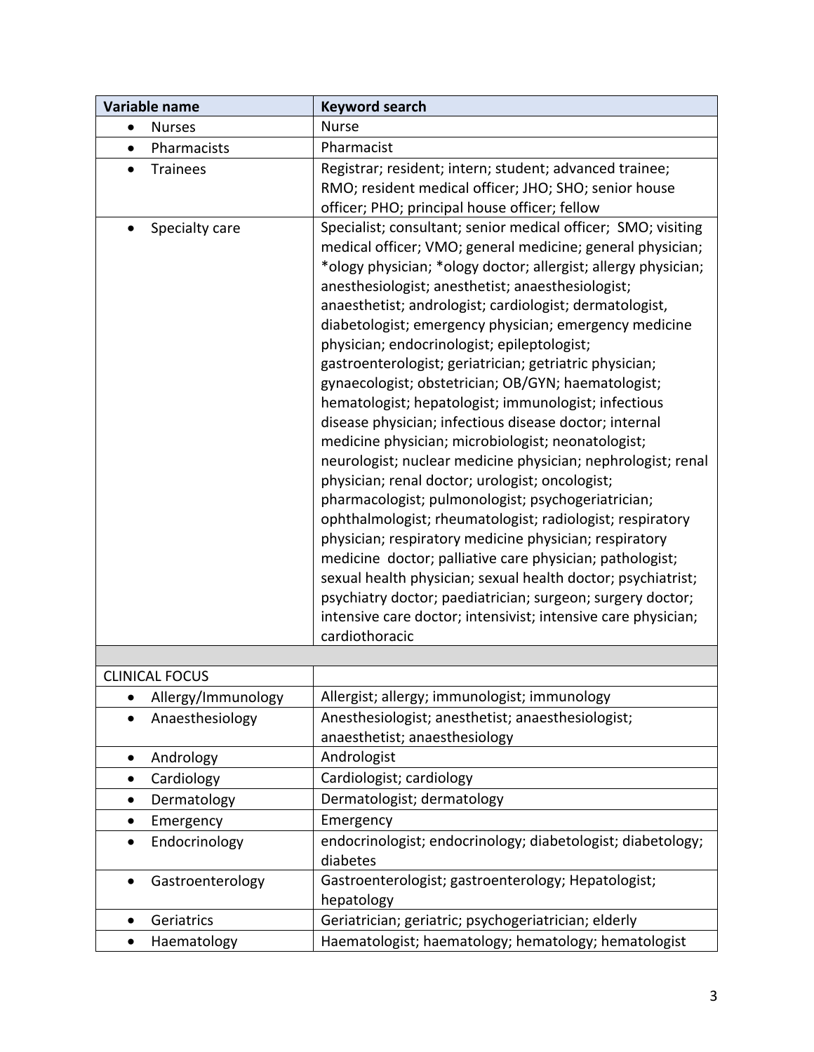| Variable name | Keyword search |
| --- | --- |
| • Nurses | Nurse |
| • Pharmacists | Pharmacist |
| • Trainees | Registrar; resident; intern; student; advanced trainee; RMO; resident medical officer; JHO; SHO; senior house officer; PHO; principal house officer; fellow |
| • Specialty care | Specialist; consultant; senior medical officer; SMO; visiting medical officer; VMO; general medicine; general physician; *ology physician; *ology doctor; allergist; allergy physician; anesthesiologist; anesthetist; anaesthesiologist; anaesthetist; andrologist; cardiologist; dermatologist, diabetologist; emergency physician; emergency medicine physician; endocrinologist; epileptologist; gastroenterologist; geriatrician; getriatric physician; gynaecologist; obstetrician; OB/GYN; haematologist; hematologist; hepatologist; immunologist; infectious disease physician; infectious disease doctor; internal medicine physician; microbiologist; neonatologist; neurologist; nuclear medicine physician; nephrologist; renal physician; renal doctor; urologist; oncologist; pharmacologist; pulmonologist; psychogeriatrician; ophthalmologist; rheumatologist; radiologist; respiratory physician; respiratory medicine physician; respiratory medicine doctor; palliative care physician; pathologist; sexual health physician; sexual health doctor; psychiatrist; psychiatry doctor; paediatrician; surgeon; surgery doctor; intensive care doctor; intensivist; intensive care physician; cardiothoracic |
| | |
| CLINICAL FOCUS | |
| • Allergy/Immunology | Allergist; allergy; immunologist; immunology |
| • Anaesthesiology | Anesthesiologist; anesthetist; anaesthesiologist; anaesthetist; anaesthesiology |
| • Andrology | Andrologist |
| • Cardiology | Cardiologist; cardiology |
| • Dermatology | Dermatologist; dermatology |
| • Emergency | Emergency |
| • Endocrinology | endocrinologist; endocrinology; diabetologist; diabetology; diabetes |
| • Gastroenterology | Gastroenterologist; gastroenterology; Hepatologist; hepatology |
| • Geriatrics | Geriatrician; geriatric; psychogeriatrician; elderly |
| • Haematology | Haematologist; haematology; hematology; hematologist |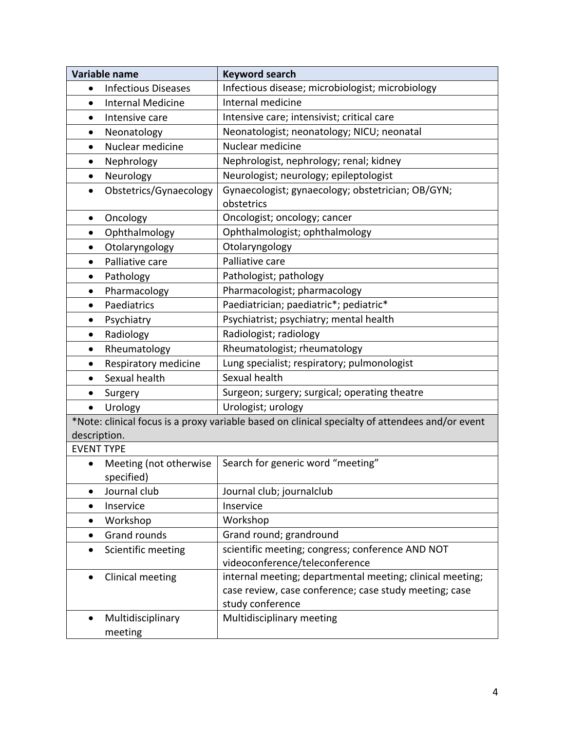| Variable name | Keyword search |
| --- | --- |
| • Infectious Diseases | Infectious disease; microbiologist; microbiology |
| • Internal Medicine | Internal medicine |
| • Intensive care | Intensive care; intensivist; critical care |
| • Neonatology | Neonatologist; neonatology; NICU; neonatal |
| • Nuclear medicine | Nuclear medicine |
| • Nephrology | Nephrologist, nephrology; renal; kidney |
| • Neurology | Neurologist; neurology; epileptologist |
| • Obstetrics/Gynaecology | Gynaecologist; gynaecology; obstetrician; OB/GYN; obstetrics |
| • Oncology | Oncologist; oncology; cancer |
| • Ophthalmology | Ophthalmologist; ophthalmology |
| • Otolaryngology | Otolaryngology |
| • Palliative care | Palliative care |
| • Pathology | Pathologist; pathology |
| • Pharmacology | Pharmacologist; pharmacology |
| • Paediatrics | Paediatrician; paediatric*; pediatric* |
| • Psychiatry | Psychiatrist; psychiatry; mental health |
| • Radiology | Radiologist; radiology |
| • Rheumatology | Rheumatologist; rheumatology |
| • Respiratory medicine | Lung specialist; respiratory; pulmonologist |
| • Sexual health | Sexual health |
| • Surgery | Surgeon; surgery; surgical; operating theatre |
| • Urology | Urologist; urology |
| *Note: clinical focus is a proxy variable based on clinical specialty of attendees and/or event description. | |
| EVENT TYPE | |
| • Meeting (not otherwise specified) | Search for generic word "meeting" |
| • Journal club | Journal club; journalclub |
| • Inservice | Inservice |
| • Workshop | Workshop |
| • Grand rounds | Grand round; grandround |
| • Scientific meeting | scientific meeting; congress; conference AND NOT videoconference/teleconference |
| • Clinical meeting | internal meeting; departmental meeting; clinical meeting; case review, case conference; case study meeting; case study conference |
| • Multidisciplinary meeting | Multidisciplinary meeting |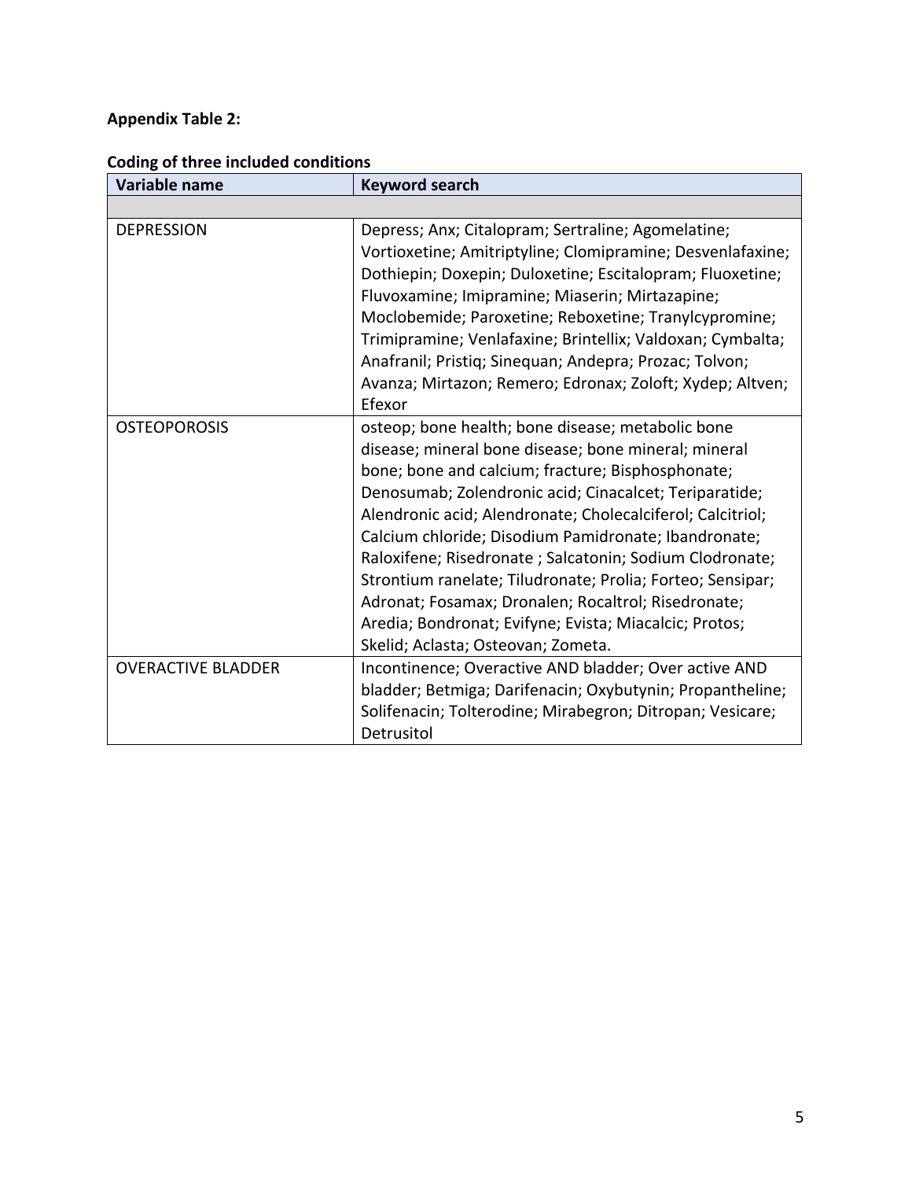**Appendix Table 2:**

**Coding of three included conditions**

| Variable name | Keyword search |
|---|---|
| | |
| DEPRESSION | Depress; Anx; Citalopram; Sertraline; Agomelatine; Vortioxetine; Amitriptyline; Clomipramine; Desvenlafaxine; Dothiepin; Doxepin; Duloxetine; Escitalopram; Fluoxetine; Fluvoxamine; Imipramine; Miaserin; Mirtazapine; Moclobemide; Paroxetine; Reboxetine; Tranylcypromine; Trimipramine; Venlafaxine; Brintellix; Valdoxan; Cymbalta; Anafranil; Pristiq; Sinequan; Andepra; Prozac; Tolvon; Avanza; Mirtazon; Remero; Edronax; Zoloft; Xydep; Altven; Efexor |
| OSTEOPOROSIS | osteop; bone health; bone disease; metabolic bone disease; mineral bone disease; bone mineral; mineral bone; bone and calcium; fracture; Bisphosphonate; Denosumab; Zolendronic acid; Cinacalcet; Teriparatide; Alendronic acid; Alendronate; Cholecalciferol; Calcitriol; Calcium chloride; Disodium Pamidronate; Ibandronate; Raloxifene; Risedronate ; Salcatonin; Sodium Clodronate; Strontium ranelate; Tiludronate; Prolia; Forteo; Sensipar; Adronat; Fosamax; Dronalen; Rocaltrol; Risedronate; Aredia; Bondronat; Evifyne; Evista; Miacalcic; Protos; Skelid; Aclasta; Osteovan; Zometa. |
| OVERACTIVE BLADDER | Incontinence; Overactive AND bladder; Over active AND bladder; Betmiga; Darifenacin; Oxybutynin; Propantheline; Solifenacin; Tolterodine; Mirabegron; Ditropan; Vesicare; Detrusitol |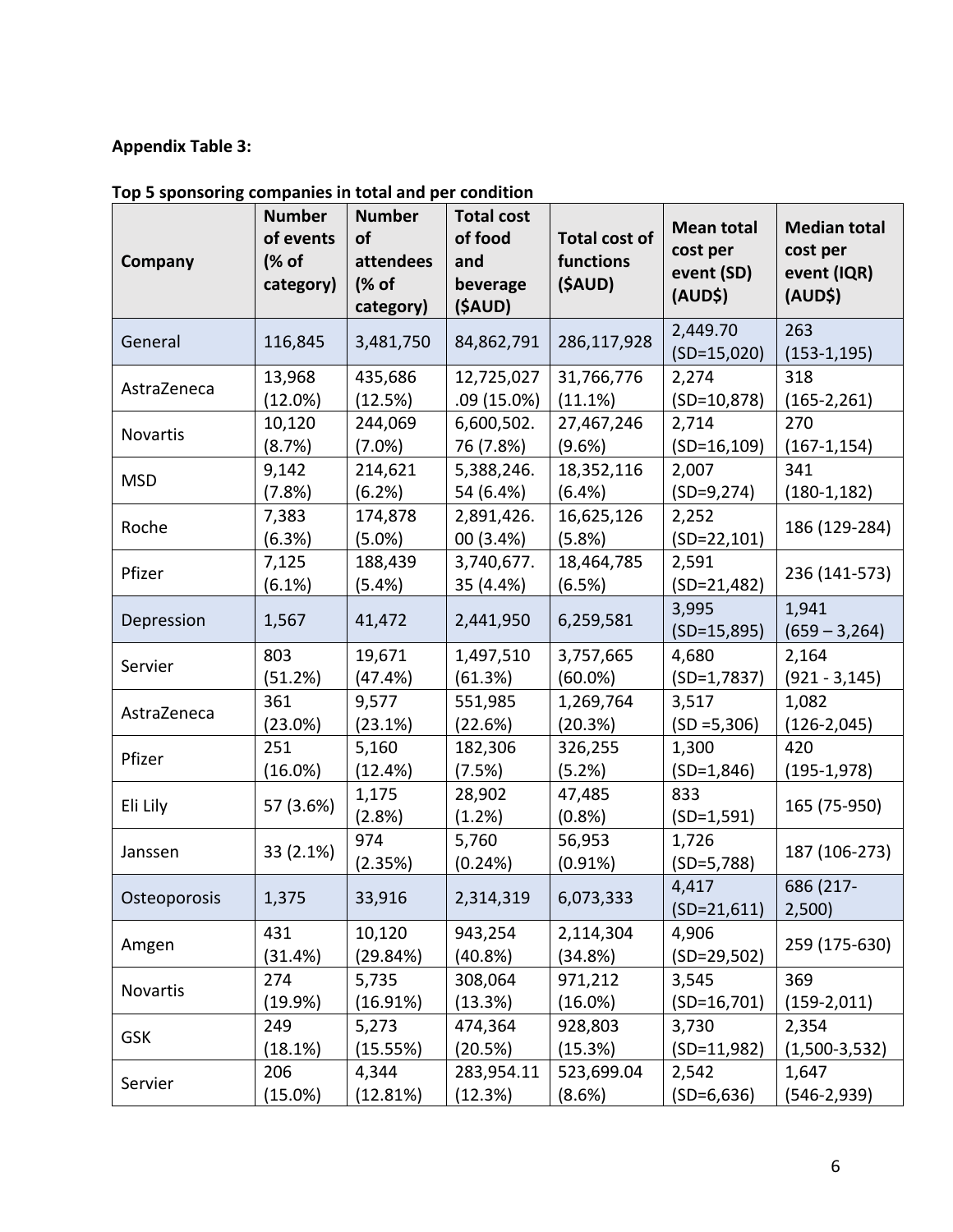**Appendix Table 3:**

**Top 5 sponsoring companies in total and per condition**

| Company | Number of events (% of category) | Number of attendees (% of category) | Total cost of food and beverage ($AUD) | Total cost of functions ($AUD) | Mean total cost per event (SD) (AUD$) | Median total cost per event (IQR) (AUD$) |
|---|---|---|---|---|---|---|
| General | 116,845 | 3,481,750 | 84,862,791 | 286,117,928 | 2,449.70 (SD=15,020) | 263 (153-1,195) |
| AstraZeneca | 13,968 (12.0%) | 435,686 (12.5%) | 12,725,027.09 (15.0%) | 31,766,776 (11.1%) | 2,274 (SD=10,878) | 318 (165-2,261) |
| Novartis | 10,120 (8.7%) | 244,069 (7.0%) | 6,600,502.76 (7.8%) | 27,467,246 (9.6%) | 2,714 (SD=16,109) | 270 (167-1,154) |
| MSD | 9,142 (7.8%) | 214,621 (6.2%) | 5,388,246.54 (6.4%) | 18,352,116 (6.4%) | 2,007 (SD=9,274) | 341 (180-1,182) |
| Roche | 7,383 (6.3%) | 174,878 (5.0%) | 2,891,426.00 (3.4%) | 16,625,126 (5.8%) | 2,252 (SD=22,101) | 186 (129-284) |
| Pfizer | 7,125 (6.1%) | 188,439 (5.4%) | 3,740,677.35 (4.4%) | 18,464,785 (6.5%) | 2,591 (SD=21,482) | 236 (141-573) |
| Depression | 1,567 | 41,472 | 2,441,950 | 6,259,581 | 3,995 (SD=15,895) | 1,941 (659 – 3,264) |
| Servier | 803 (51.2%) | 19,671 (47.4%) | 1,497,510 (61.3%) | 3,757,665 (60.0%) | 4,680 (SD=1,7837) | 2,164 (921 - 3,145) |
| AstraZeneca | 361 (23.0%) | 9,577 (23.1%) | 551,985 (22.6%) | 1,269,764 (20.3%) | 3,517 (SD =5,306) | 1,082 (126-2,045) |
| Pfizer | 251 (16.0%) | 5,160 (12.4%) | 182,306 (7.5%) | 326,255 (5.2%) | 1,300 (SD=1,846) | 420 (195-1,978) |
| Eli Lily | 57 (3.6%) | 1,175 (2.8%) | 28,902 (1.2%) | 47,485 (0.8%) | 833 (SD=1,591) | 165 (75-950) |
| Janssen | 33 (2.1%) | 974 (2.35%) | 5,760 (0.24%) | 56,953 (0.91%) | 1,726 (SD=5,788) | 187 (106-273) |
| Osteoporosis | 1,375 | 33,916 | 2,314,319 | 6,073,333 | 4,417 (SD=21,611) | 686 (217-2,500) |
| Amgen | 431 (31.4%) | 10,120 (29.84%) | 943,254 (40.8%) | 2,114,304 (34.8%) | 4,906 (SD=29,502) | 259 (175-630) |
| Novartis | 274 (19.9%) | 5,735 (16.91%) | 308,064 (13.3%) | 971,212 (16.0%) | 3,545 (SD=16,701) | 369 (159-2,011) |
| GSK | 249 (18.1%) | 5,273 (15.55%) | 474,364 (20.5%) | 928,803 (15.3%) | 3,730 (SD=11,982) | 2,354 (1,500-3,532) |
| Servier | 206 (15.0%) | 4,344 (12.81%) | 283,954.11 (12.3%) | 523,699.04 (8.6%) | 2,542 (SD=6,636) | 1,647 (546-2,939) |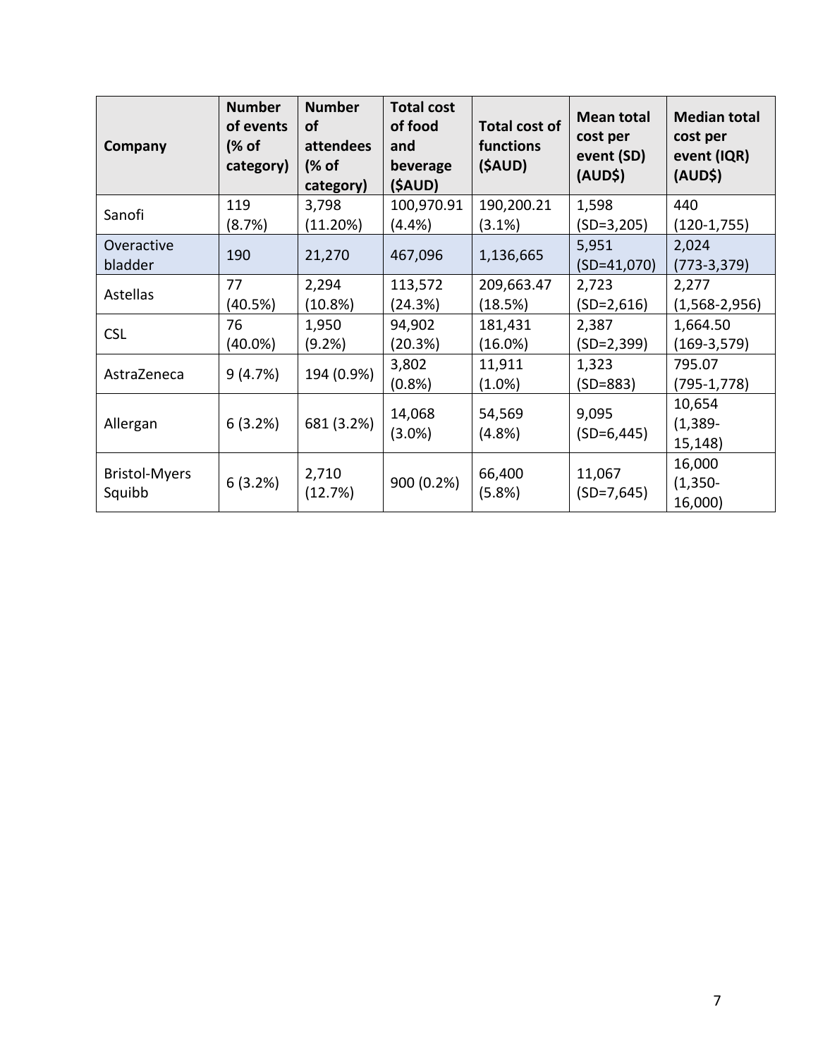| Company | Number of events (% of category) | Number of attendees (% of category) | Total cost of food and beverage ($AUD) | Total cost of functions ($AUD) | Mean total cost per event (SD) (AUD$) | Median total cost per event (IQR) (AUD$) |
|---|---|---|---|---|---|---|
| Sanofi | 119 (8.7%) | 3,798 (11.20%) | 100,970.91 (4.4%) | 190,200.21 (3.1%) | 1,598 (SD=3,205) | 440 (120-1,755) |
| Overactive bladder | 190 | 21,270 | 467,096 | 1,136,665 | 5,951 (SD=41,070) | 2,024 (773-3,379) |
| Astellas | 77 (40.5%) | 2,294 (10.8%) | 113,572 (24.3%) | 209,663.47 (18.5%) | 2,723 (SD=2,616) | 2,277 (1,568-2,956) |
| CSL | 76 (40.0%) | 1,950 (9.2%) | 94,902 (20.3%) | 181,431 (16.0%) | 2,387 (SD=2,399) | 1,664.50 (169-3,579) |
| AstraZeneca | 9 (4.7%) | 194 (0.9%) | 3,802 (0.8%) | 11,911 (1.0%) | 1,323 (SD=883) | 795.07 (795-1,778) |
| Allergan | 6 (3.2%) | 681 (3.2%) | 14,068 (3.0%) | 54,569 (4.8%) | 9,095 (SD=6,445) | 10,654 (1,389-15,148) |
| Bristol-Myers Squibb | 6 (3.2%) | 2,710 (12.7%) | 900 (0.2%) | 66,400 (5.8%) | 11,067 (SD=7,645) | 16,000 (1,350-16,000) |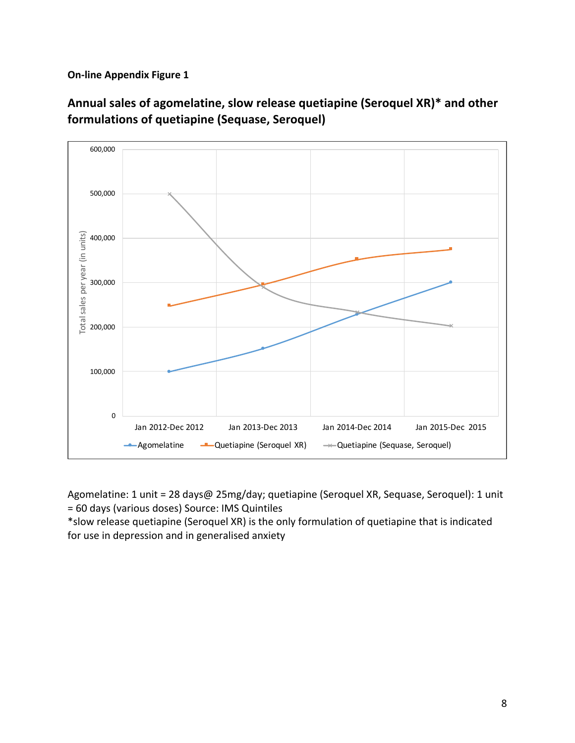**On-line Appendix Figure 1**

**Annual sales of agomelatine, slow release quetiapine (Seroquel XR)* and other formulations of quetiapine (Sequase, Seroquel)**

Agomelatine: 1 unit = 28 days@ 25mg/day; quetiapine (Seroquel XR, Sequase, Seroquel): 1 unit = 60 days (various doses) Source: IMS Quintiles

*slow release quetiapine (Seroquel XR) is the only formulation of quetiapine that is indicated for use in depression and in generalised anxiety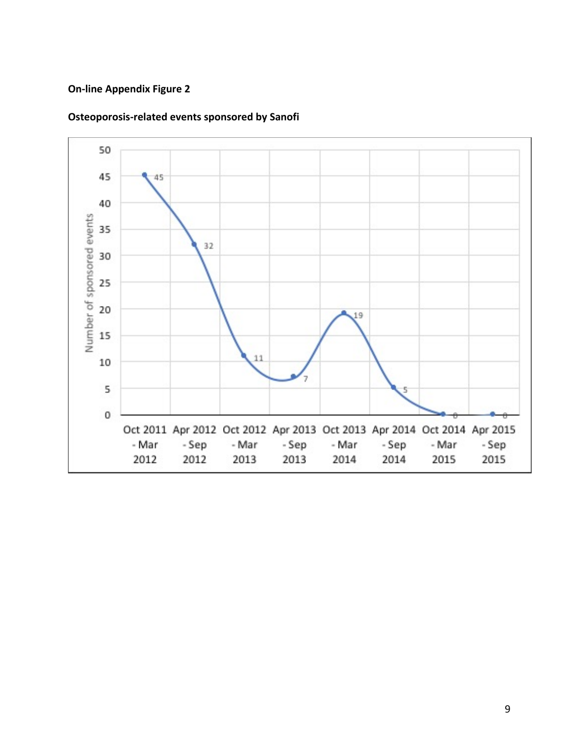**On-line Appendix Figure 2**

**Osteoporosis-related events sponsored by Sanofi**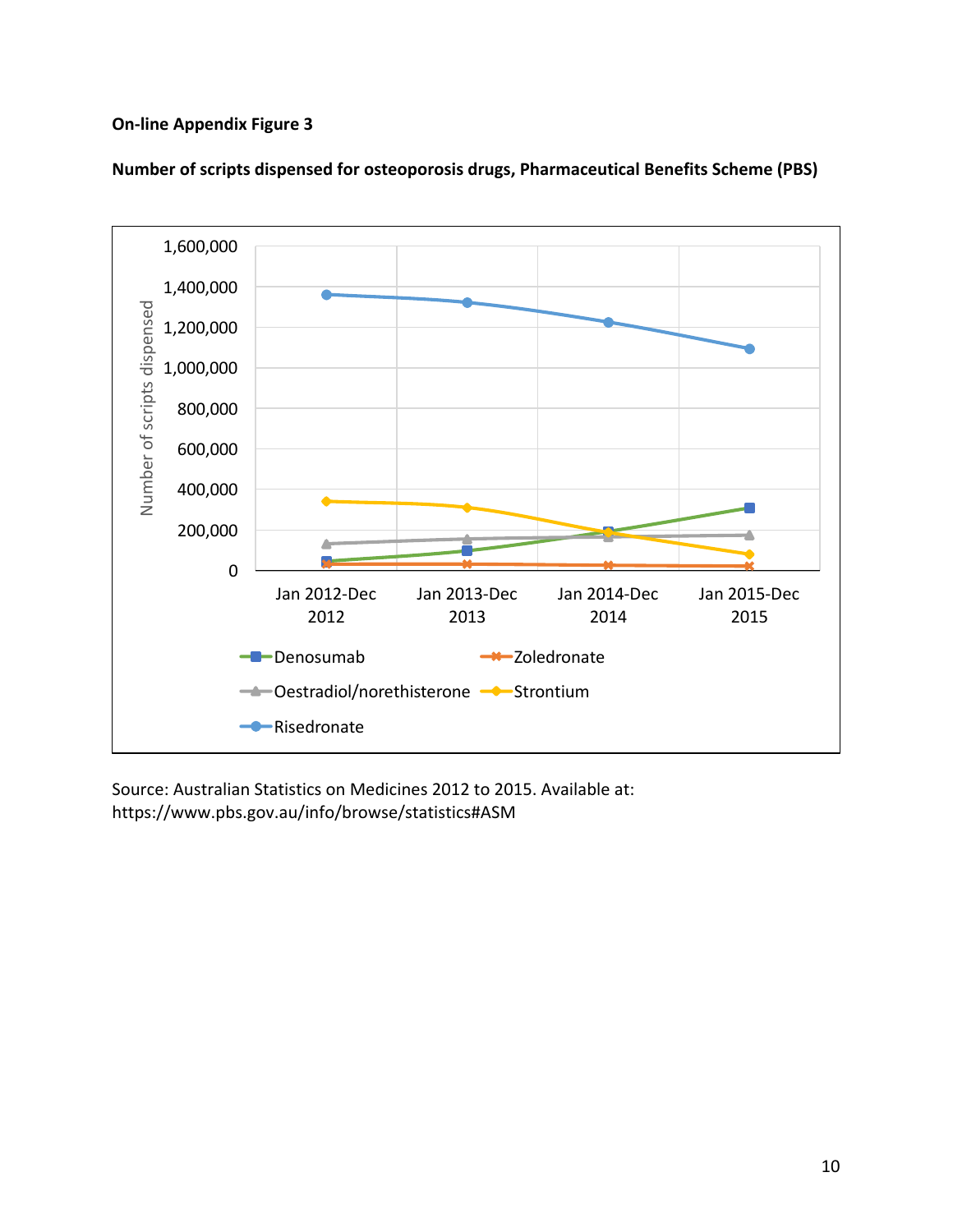**On-line Appendix Figure 3**

**Number of scripts dispensed for osteoporosis drugs, Pharmaceutical Benefits Scheme (PBS)**

Source: Australian Statistics on Medicines 2012 to 2015. Available at: https://www.pbs.gov.au/info/browse/statistics#ASM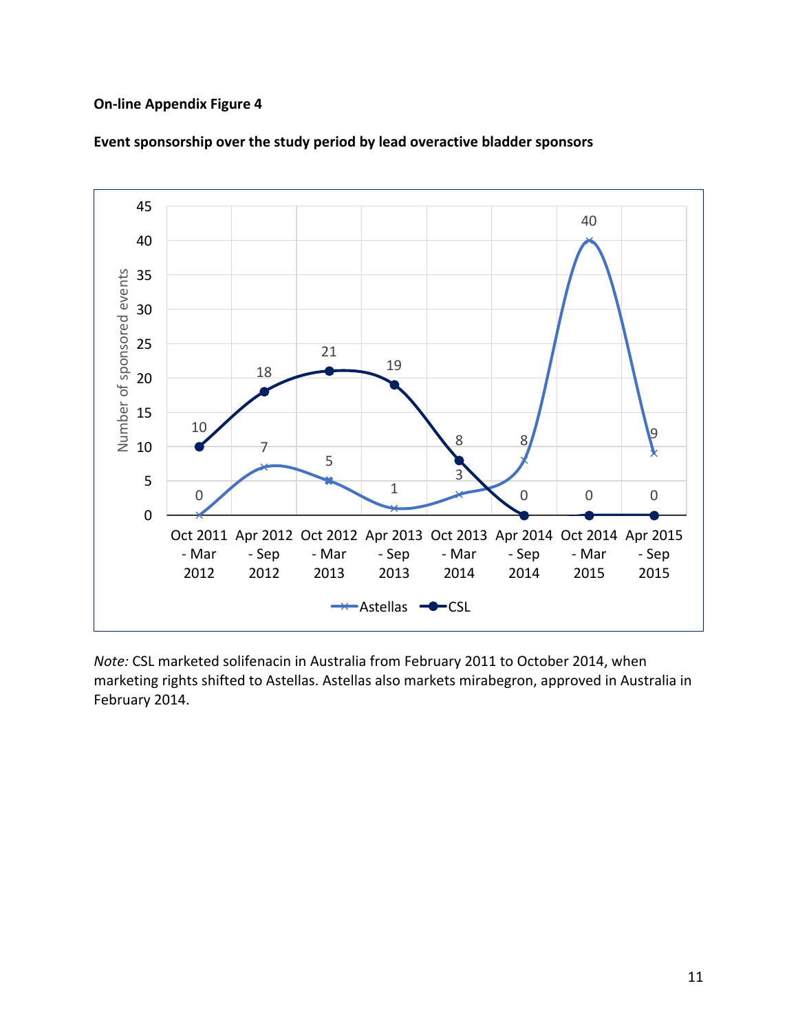**On-line Appendix Figure 4**

**Event sponsorship over the study period by lead overactive bladder sponsors**

| Period | Astellas | CSL |
|---|---|---|
| Oct 2011 - Mar 2012 | 0 | 10 |
| Apr 2012 - Sep 2012 | 7 | 18 |
| Oct 2012 - Mar 2013 | 5 | 21 |
| Apr 2013 - Sep 2013 | 1 | 19 |
| Oct 2013 - Mar 2014 | 3 | 8 |
| Apr 2014 - Sep 2014 | 8 | 0 |
| Oct 2014 - Mar 2015 | 40 | 0 |
| Apr 2015 - Sep 2015 | 9 | 0 |

*Note:* CSL marketed solifenacin in Australia from February 2011 to October 2014, when marketing rights shifted to Astellas. Astellas also markets mirabegron, approved in Australia in February 2014.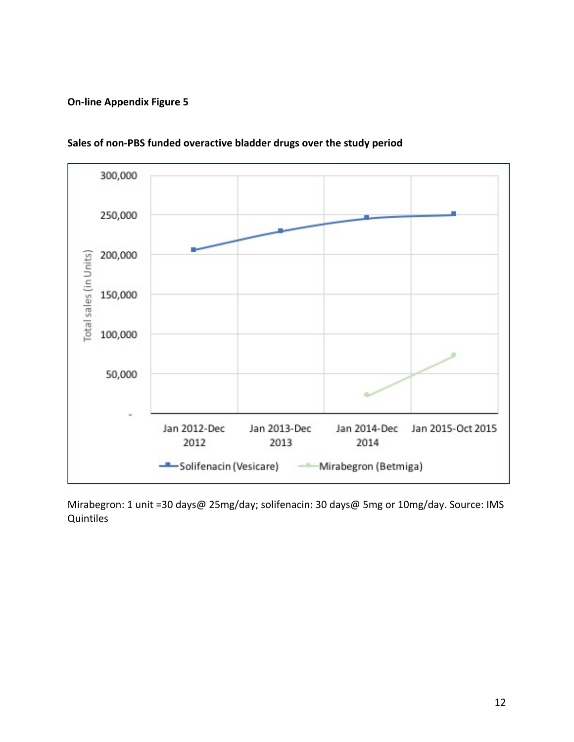**On-line Appendix Figure 5**

**Sales of non-PBS funded overactive bladder drugs over the study period**

Total sales (in Units)

300,000
250,000
200,000
150,000
100,000
50,000
-

Jan 2012-Dec 2012
Jan 2013-Dec 2013
Jan 2014-Dec 2014
Jan 2015-Oct 2015

Solifenacin (Vesicare)
Mirabegron (Betmiga)

Mirabegron: 1 unit =30 days@ 25mg/day; solifenacin: 30 days@ 5mg or 10mg/day. Source: IMS Quintiles